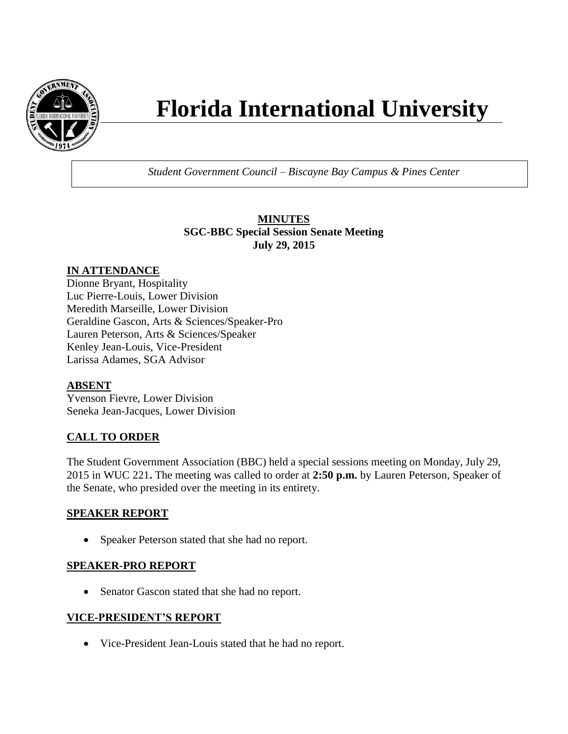# Florida International University

*Student Government Council – Biscayne Bay Campus & Pines Center*

**MINUTES**
**SGC-BBC Special Session Senate Meeting**
**July 29, 2015**

## IN ATTENDANCE

Dionne Bryant, Hospitality
Luc Pierre-Louis, Lower Division
Meredith Marseille, Lower Division
Geraldine Gascon, Arts & Sciences/Speaker-Pro
Lauren Peterson, Arts & Sciences/Speaker
Kenley Jean-Louis, Vice-President
Larissa Adames, SGA Advisor

## ABSENT

Yvenson Fievre, Lower Division
Seneka Jean-Jacques, Lower Division

## CALL TO ORDER

The Student Government Association (BBC) held a special sessions meeting on Monday, July 29, 2015 in WUC 221**.** The meeting was called to order at **2:50 p.m.** by Lauren Peterson, Speaker of the Senate, who presided over the meeting in its entirety.

## SPEAKER REPORT

- Speaker Peterson stated that she had no report.

## SPEAKER-PRO REPORT

- Senator Gascon stated that she had no report.

## VICE-PRESIDENT'S REPORT

- Vice-President Jean-Louis stated that he had no report.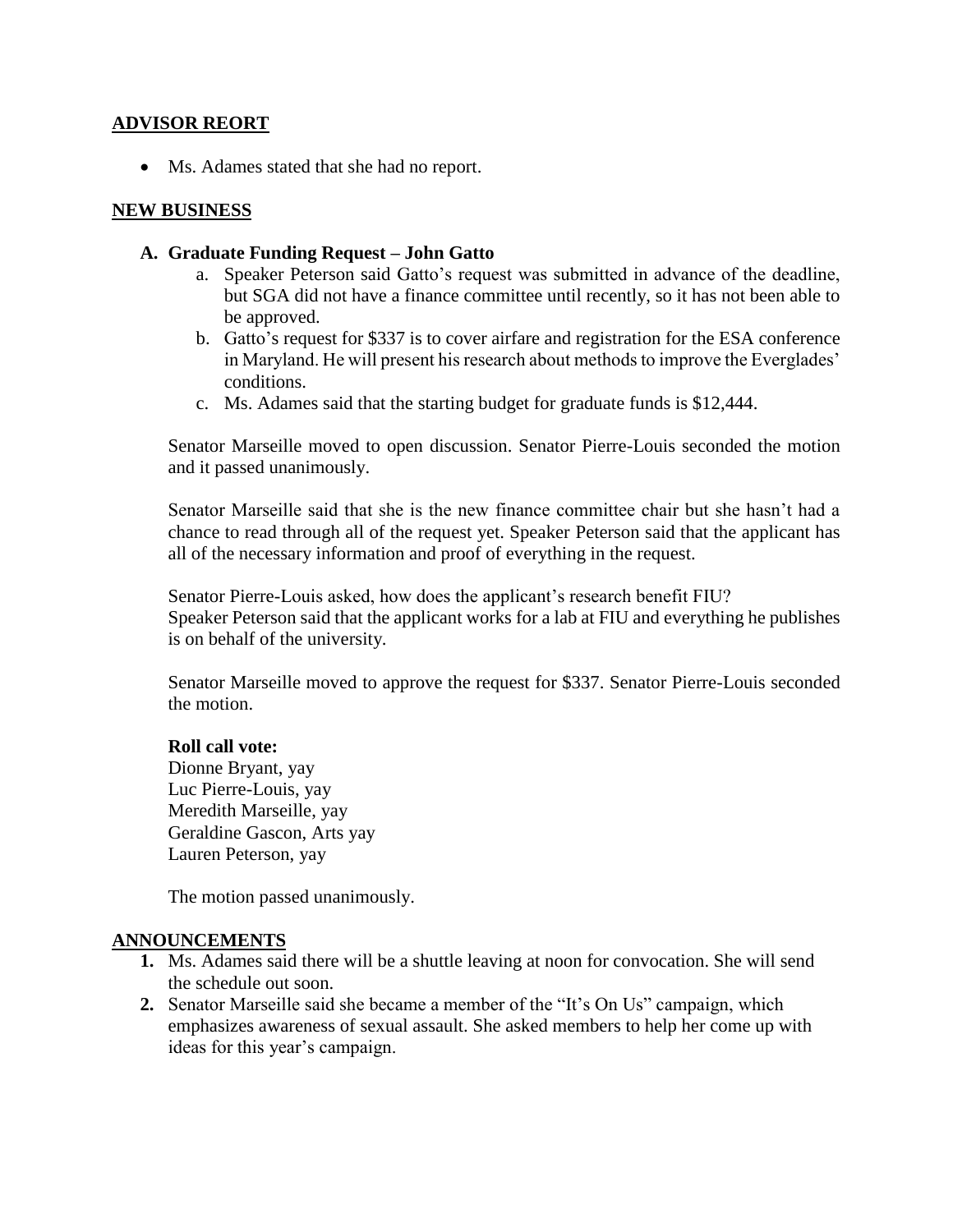## ADVISOR REORT

- Ms. Adames stated that she had no report.

## NEW BUSINESS

### A. Graduate Funding Request – John Gatto

a. Speaker Peterson said Gatto's request was submitted in advance of the deadline, but SGA did not have a finance committee until recently, so it has not been able to be approved.

b. Gatto's request for $337 is to cover airfare and registration for the ESA conference in Maryland. He will present his research about methods to improve the Everglades' conditions.

c. Ms. Adames said that the starting budget for graduate funds is $12,444.

Senator Marseille moved to open discussion. Senator Pierre-Louis seconded the motion and it passed unanimously.

Senator Marseille said that she is the new finance committee chair but she hasn't had a chance to read through all of the request yet. Speaker Peterson said that the applicant has all of the necessary information and proof of everything in the request.

Senator Pierre-Louis asked, how does the applicant's research benefit FIU?
Speaker Peterson said that the applicant works for a lab at FIU and everything he publishes is on behalf of the university.

Senator Marseille moved to approve the request for $337. Senator Pierre-Louis seconded the motion.

**Roll call vote:**
Dionne Bryant, yay
Luc Pierre-Louis, yay
Meredith Marseille, yay
Geraldine Gascon, Arts yay
Lauren Peterson, yay

The motion passed unanimously.

## ANNOUNCEMENTS

1. Ms. Adames said there will be a shuttle leaving at noon for convocation. She will send the schedule out soon.
2. Senator Marseille said she became a member of the "It's On Us" campaign, which emphasizes awareness of sexual assault. She asked members to help her come up with ideas for this year's campaign.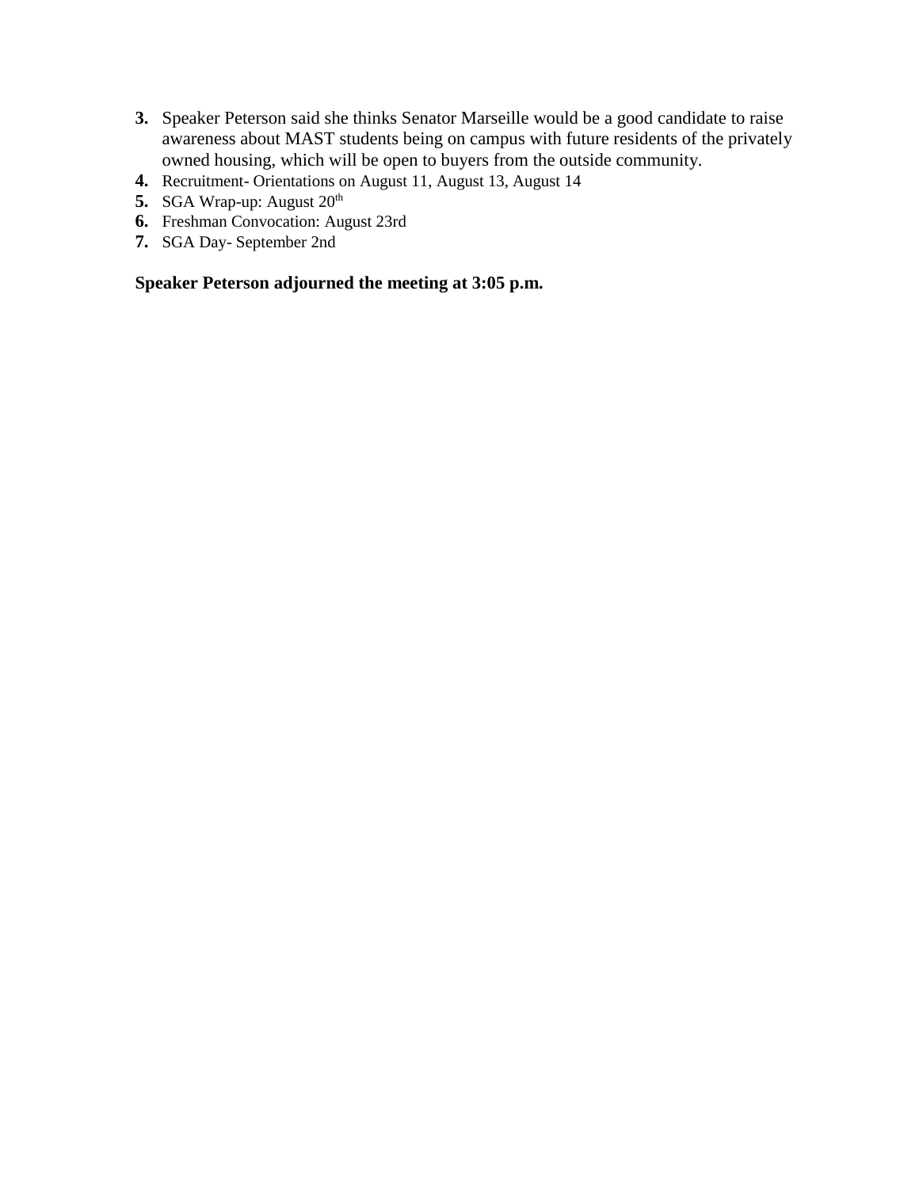3. Speaker Peterson said she thinks Senator Marseille would be a good candidate to raise awareness about MAST students being on campus with future residents of the privately owned housing, which will be open to buyers from the outside community.
4. Recruitment- Orientations on August 11, August 13, August 14
5. SGA Wrap-up: August 20th
6. Freshman Convocation: August 23rd
7. SGA Day- September 2nd

**Speaker Peterson adjourned the meeting at 3:05 p.m.**